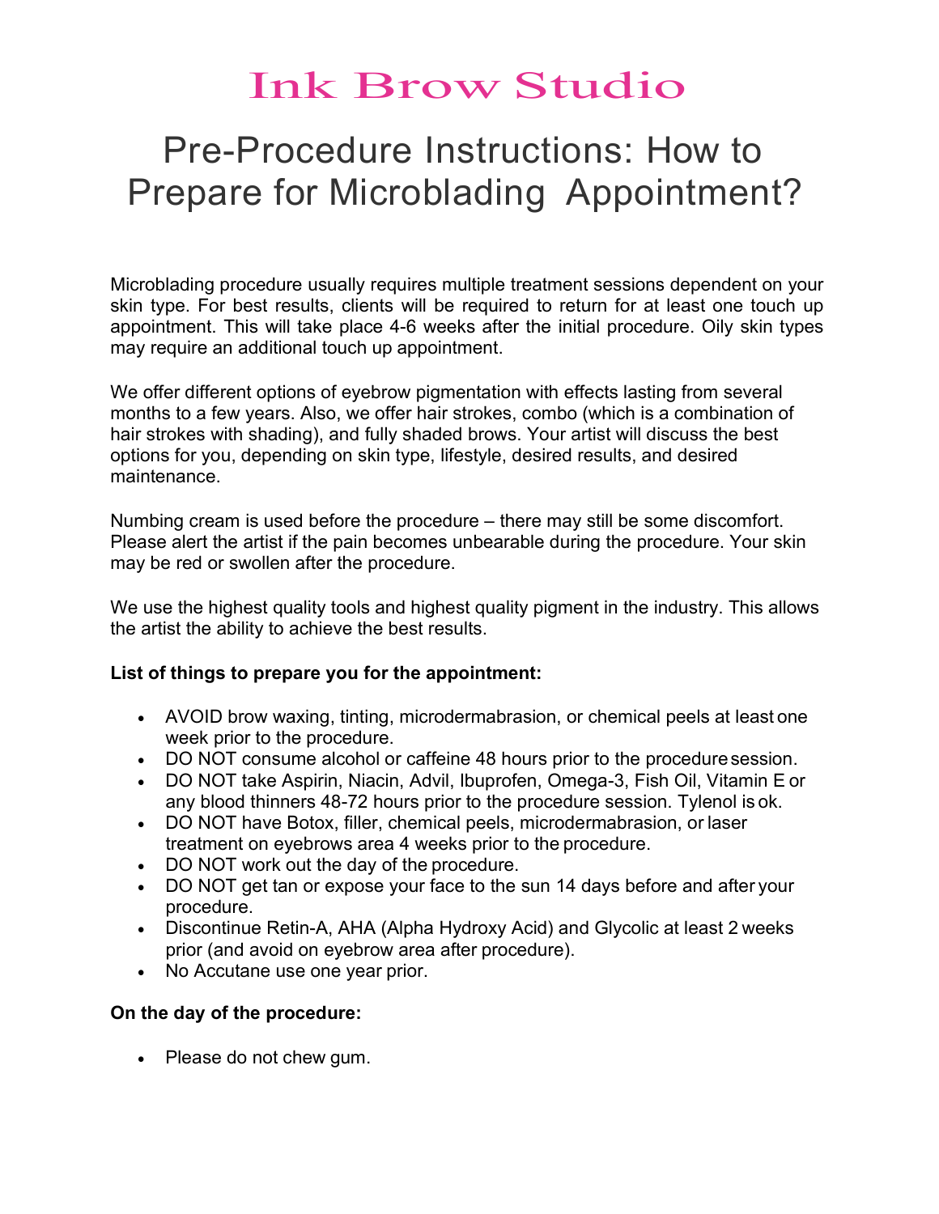# Ink Brow Studio

## Pre-Procedure Instructions: How to Prepare for Microblading Appointment?

Microblading procedure usually requires multiple treatment sessions dependent on your skin type. For best results, clients will be required to return for at least one touch up appointment. This will take place 4-6 weeks after the initial procedure. Oily skin types may require an additional touch up appointment.

We offer different options of eyebrow pigmentation with effects lasting from several months to a few years. Also, we offer hair strokes, combo (which is a combination of hair strokes with shading), and fully shaded brows. Your artist will discuss the best options for you, depending on skin type, lifestyle, desired results, and desired maintenance.

Numbing cream is used before the procedure – there may still be some discomfort. Please alert the artist if the pain becomes unbearable during the procedure. Your skin may be red or swollen after the procedure.

We use the highest quality tools and highest quality pigment in the industry. This allows the artist the ability to achieve the best results.

**List of things to prepare you for the appointment:**

- AVOID brow waxing, tinting, microdermabrasion, or chemical peels at least one week prior to the procedure.
- DO NOT consume alcohol or caffeine 48 hours prior to the procedure session.
- DO NOT take Aspirin, Niacin, Advil, Ibuprofen, Omega-3, Fish Oil, Vitamin E or any blood thinners 48-72 hours prior to the procedure session. Tylenol is ok.
- DO NOT have Botox, filler, chemical peels, microdermabrasion, or laser treatment on eyebrows area 4 weeks prior to the procedure.
- DO NOT work out the day of the procedure.
- DO NOT get tan or expose your face to the sun 14 days before and after your procedure.
- Discontinue Retin-A, AHA (Alpha Hydroxy Acid) and Glycolic at least 2 weeks prior (and avoid on eyebrow area after procedure).
- No Accutane use one year prior.

**On the day of the procedure:**

- Please do not chew gum.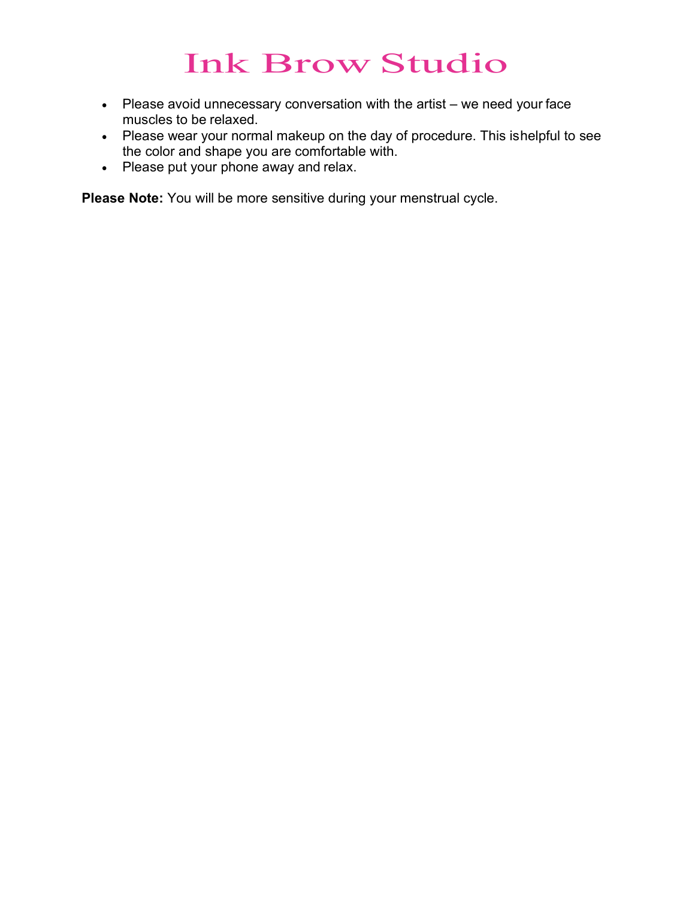- Please avoid unnecessary conversation with the artist – we need your face muscles to be relaxed.
- Please wear your normal makeup on the day of procedure. This is helpful to see the color and shape you are comfortable with.
- Please put your phone away and relax.

**Please Note:** You will be more sensitive during your menstrual cycle.